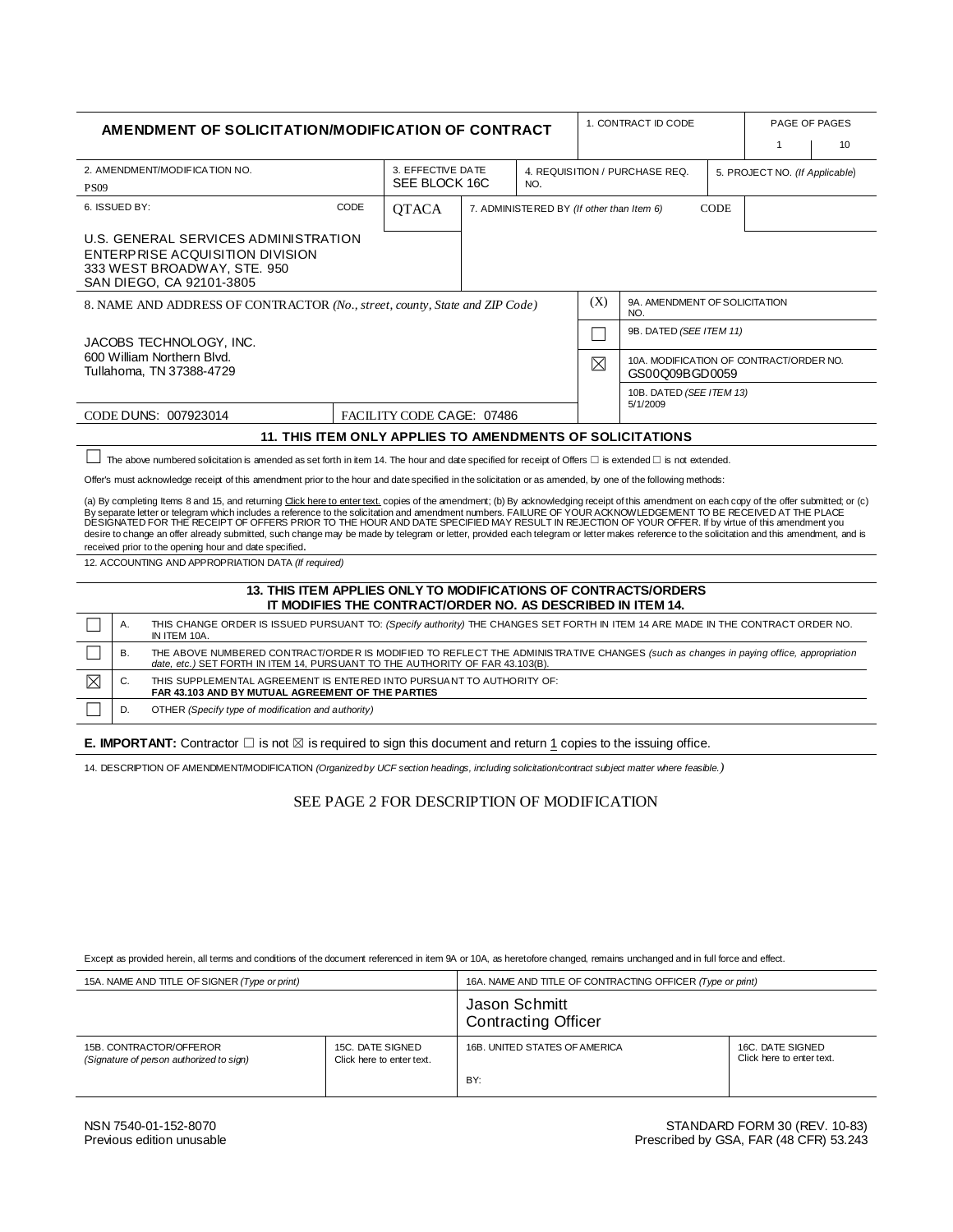# AMENDMENT OF SOLICITATION/MODIFICATION OF CONTRACT

| 1. CONTRACT ID CODE | PAGE OF PAGES |
|---|---|
| | 1 / 10 |

| 2. AMENDMENT/MODIFICATION NO. | 3. EFFECTIVE DATE | 4. REQUISITION / PURCHASE REQ. NO. | 5. PROJECT NO. *(If Applicable)* |
|---|---|---|---|
| PS09 | SEE BLOCK 16C | | |

| 6. ISSUED BY: | CODE | 7. ADMINISTERED BY *(If other than Item 6)* | CODE |
|---|---|---|---|
| U.S. GENERAL SERVICES ADMINISTRATION<br>ENTERPRISE ACQUISITION DIVISION<br>333 WEST BROADWAY, STE. 950<br>SAN DIEGO, CA 92101-3805 | QTACA | | |

**8. NAME AND ADDRESS OF CONTRACTOR** *(No., street, county, State and ZIP Code)*

JACOBS TECHNOLOGY, INC.
600 William Northern Blvd.
Tullahoma, TN 37388-4729

CODE DUNS: 007923014 | FACILITY CODE CAGE: 07486

| (X) | |
|---|---|
| ☐ | 9A. AMENDMENT OF SOLICITATION NO. |
| | 9B. DATED *(SEE ITEM 11)* |
| ☒ | 10A. MODIFICATION OF CONTRACT/ORDER NO. GS00Q09BGD0059 |
| | 10B. DATED *(SEE ITEM 13)* 5/1/2009 |

## 11. THIS ITEM ONLY APPLIES TO AMENDMENTS OF SOLICITATIONS

☐ The above numbered solicitation is amended as set forth in item 14. The hour and date specified for receipt of Offers ☐ is extended ☐ is not extended.

Offer's must acknowledge receipt of this amendment prior to the hour and date specified in the solicitation or as amended, by one of the following methods:

(a) By completing Items 8 and 15, and returning Click here to enter text. copies of the amendment; (b) By acknowledging receipt of this amendment on each copy of the offer submitted; or (c) By separate letter or telegram which includes a reference to the solicitation and amendment numbers. FAILURE OF YOUR ACKNOWLEDGEMENT TO BE RECEIVED AT THE PLACE DESIGNATED FOR THE RECEIPT OF OFFERS PRIOR TO THE HOUR AND DATE SPECIFIED MAY RESULT IN REJECTION OF YOUR OFFER. If by virtue of this amendment you desire to change an offer already submitted, such change may be made by telegram or letter, provided each telegram or letter makes reference to the solicitation and this amendment, and is received prior to the opening hour and date specified.

12. ACCOUNTING AND APPROPRIATION DATA *(If required)*

## 13. THIS ITEM APPLIES ONLY TO MODIFICATIONS OF CONTRACTS/ORDERS IT MODIFIES THE CONTRACT/ORDER NO. AS DESCRIBED IN ITEM 14.

| | | |
|---|---|---|
| ☐ | A. | THIS CHANGE ORDER IS ISSUED PURSUANT TO: *(Specify authority)* THE CHANGES SET FORTH IN ITEM 14 ARE MADE IN THE CONTRACT ORDER NO. IN ITEM 10A. |
| ☐ | B. | THE ABOVE NUMBERED CONTRACT/ORDER IS MODIFIED TO REFLECT THE ADMINISTRATIVE CHANGES *(such as changes in paying office, appropriation date, etc.)* SET FORTH IN ITEM 14, PURSUANT TO THE AUTHORITY OF FAR 43.103(B). |
| ☒ | C. | THIS SUPPLEMENTAL AGREEMENT IS ENTERED INTO PURSUANT TO AUTHORITY OF: **FAR 43.103 AND BY MUTUAL AGREEMENT OF THE PARTIES** |
| ☐ | D. | OTHER *(Specify type of modification and authority)* |

**E. IMPORTANT:** Contractor ☐ is not ☒ is required to sign this document and return 1 copies to the issuing office.

14. DESCRIPTION OF AMENDMENT/MODIFICATION *(Organized by UCF section headings, including solicitation/contract subject matter where feasible.)*

SEE PAGE 2 FOR DESCRIPTION OF MODIFICATION

Except as provided herein, all terms and conditions of the document referenced in item 9A or 10A, as heretofore changed, remains unchanged and in full force and effect.

| 15A. NAME AND TITLE OF SIGNER *(Type or print)* | | 16A. NAME AND TITLE OF CONTRACTING OFFICER *(Type or print)* | |
|---|---|---|---|
| | | Jason Schmitt<br>Contracting Officer | |
| 15B. CONTRACTOR/OFFEROR<br>*(Signature of person authorized to sign)* | 15C. DATE SIGNED<br>Click here to enter text. | 16B. UNITED STATES OF AMERICA<br><br>BY: | 16C. DATE SIGNED<br>Click here to enter text. |

NSN 7540-01-152-8070
Previous edition unusable

STANDARD FORM 30 (REV. 10-83)
Prescribed by GSA, FAR (48 CFR) 53.243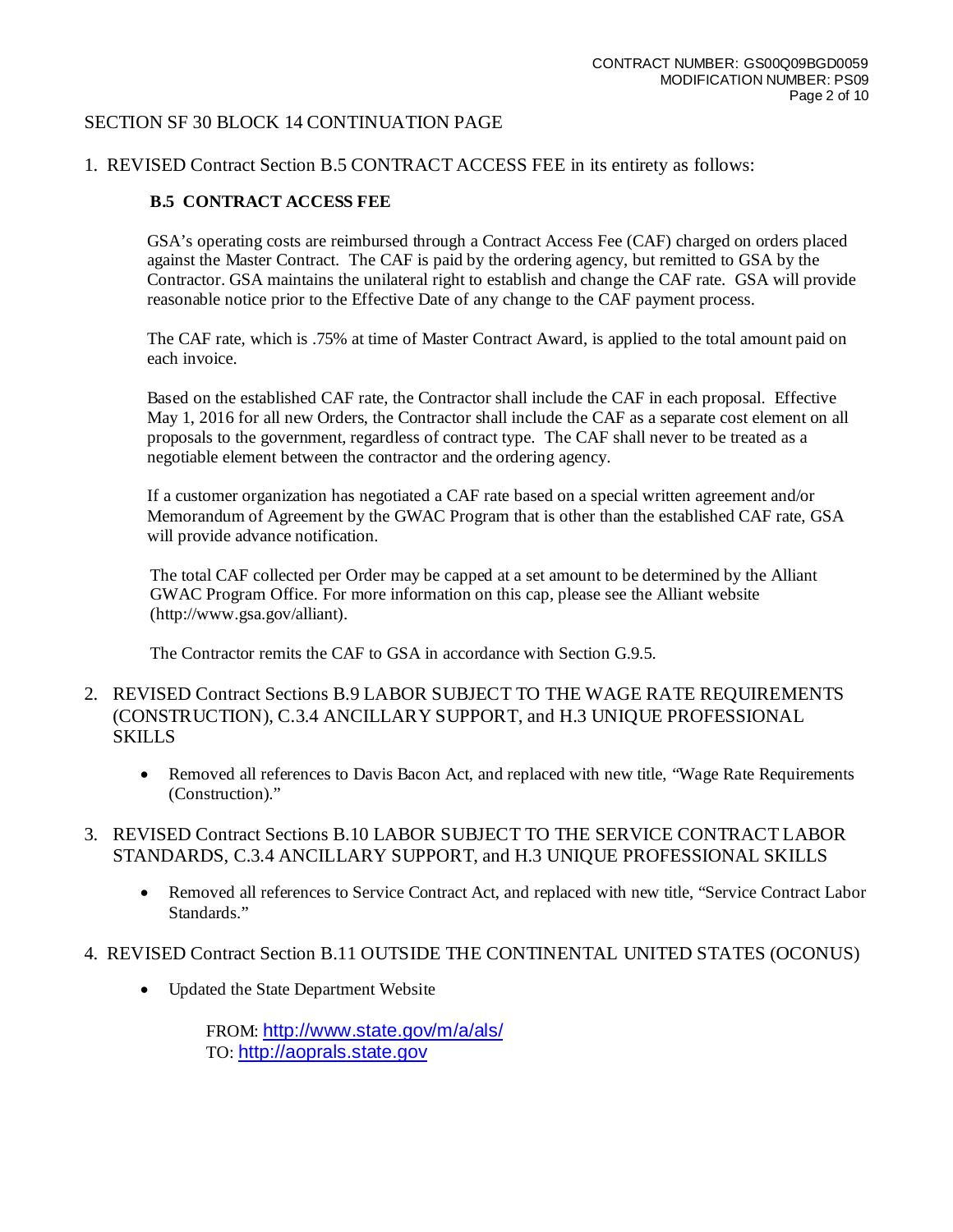## SECTION SF 30 BLOCK 14 CONTINUATION PAGE

1. REVISED Contract Section B.5 CONTRACT ACCESS FEE in its entirety as follows:

### B.5 CONTRACT ACCESS FEE

GSA's operating costs are reimbursed through a Contract Access Fee (CAF) charged on orders placed against the Master Contract. The CAF is paid by the ordering agency, but remitted to GSA by the Contractor. GSA maintains the unilateral right to establish and change the CAF rate. GSA will provide reasonable notice prior to the Effective Date of any change to the CAF payment process.

The CAF rate, which is .75% at time of Master Contract Award, is applied to the total amount paid on each invoice.

Based on the established CAF rate, the Contractor shall include the CAF in each proposal. Effective May 1, 2016 for all new Orders, the Contractor shall include the CAF as a separate cost element on all proposals to the government, regardless of contract type. The CAF shall never to be treated as a negotiable element between the contractor and the ordering agency.

If a customer organization has negotiated a CAF rate based on a special written agreement and/or Memorandum of Agreement by the GWAC Program that is other than the established CAF rate, GSA will provide advance notification.

The total CAF collected per Order may be capped at a set amount to be determined by the Alliant GWAC Program Office. For more information on this cap, please see the Alliant website (http://www.gsa.gov/alliant).

The Contractor remits the CAF to GSA in accordance with Section G.9.5.

2. REVISED Contract Sections B.9 LABOR SUBJECT TO THE WAGE RATE REQUIREMENTS (CONSTRUCTION), C.3.4 ANCILLARY SUPPORT, and H.3 UNIQUE PROFESSIONAL SKILLS

   - Removed all references to Davis Bacon Act, and replaced with new title, "Wage Rate Requirements (Construction)."

3. REVISED Contract Sections B.10 LABOR SUBJECT TO THE SERVICE CONTRACT LABOR STANDARDS, C.3.4 ANCILLARY SUPPORT, and H.3 UNIQUE PROFESSIONAL SKILLS

   - Removed all references to Service Contract Act, and replaced with new title, "Service Contract Labor Standards."

4. REVISED Contract Section B.11 OUTSIDE THE CONTINENTAL UNITED STATES (OCONUS)

   - Updated the State Department Website

     FROM: http://www.state.gov/m/a/als/
     TO: http://aoprals.state.gov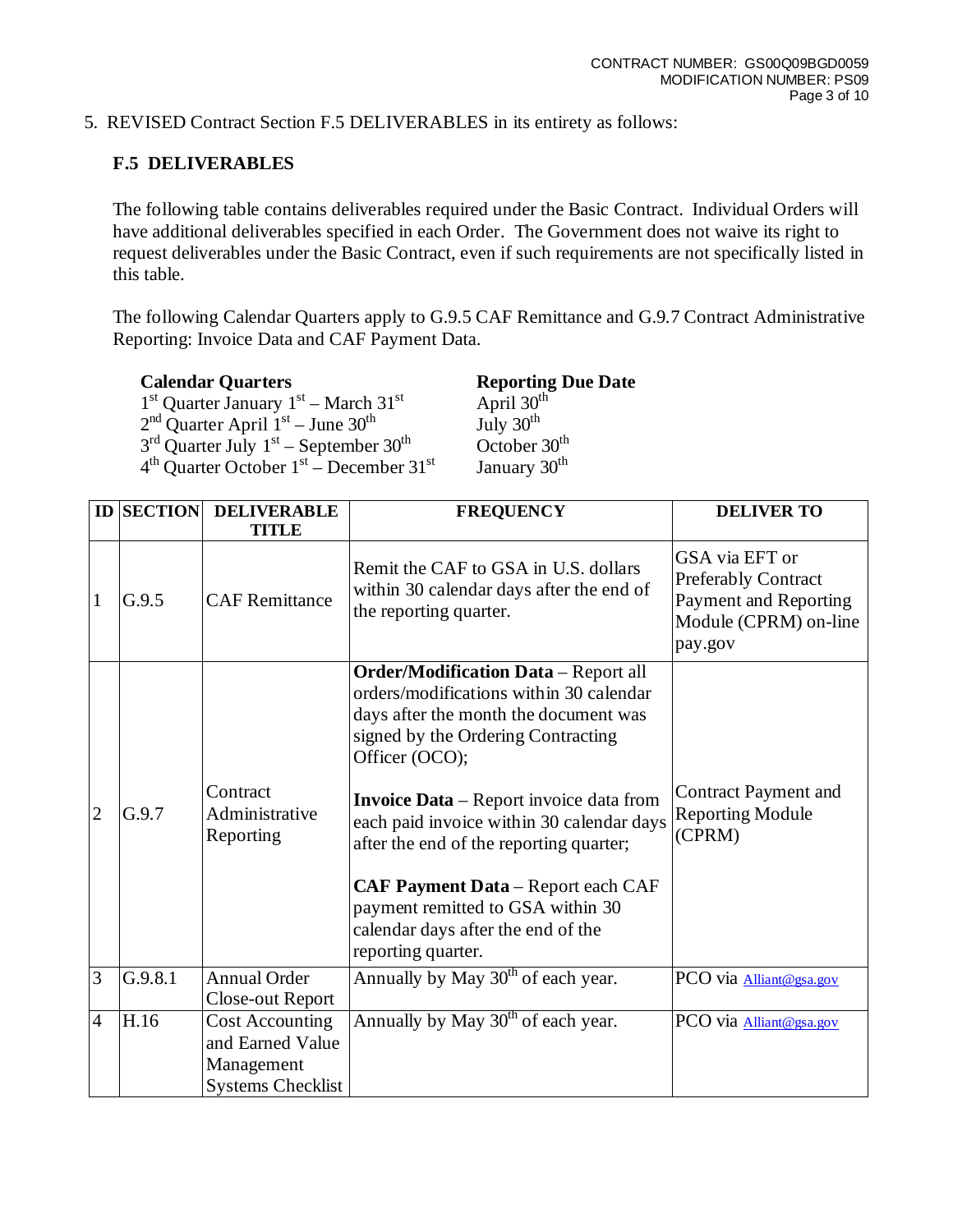5. REVISED Contract Section F.5 DELIVERABLES in its entirety as follows:

## F.5 DELIVERABLES

The following table contains deliverables required under the Basic Contract. Individual Orders will have additional deliverables specified in each Order. The Government does not waive its right to request deliverables under the Basic Contract, even if such requirements are not specifically listed in this table.

The following Calendar Quarters apply to G.9.5 CAF Remittance and G.9.7 Contract Administrative Reporting: Invoice Data and CAF Payment Data.

| **Calendar Quarters** | **Reporting Due Date** |
|---|---|
| 1st Quarter January 1st – March 31st | April 30th |
| 2nd Quarter April 1st – June 30th | July 30th |
| 3rd Quarter July 1st – September 30th | October 30th |
| 4th Quarter October 1st – December 31st | January 30th |

| ID | SECTION | DELIVERABLE TITLE | FREQUENCY | DELIVER TO |
|---|---|---|---|---|
| 1 | G.9.5 | CAF Remittance | Remit the CAF to GSA in U.S. dollars within 30 calendar days after the end of the reporting quarter. | GSA via EFT or Preferably Contract Payment and Reporting Module (CPRM) on-line pay.gov |
| 2 | G.9.7 | Contract Administrative Reporting | **Order/Modification Data** – Report all orders/modifications within 30 calendar days after the month the document was signed by the Ordering Contracting Officer (OCO);<br><br>**Invoice Data** – Report invoice data from each paid invoice within 30 calendar days after the end of the reporting quarter;<br><br>**CAF Payment Data** – Report each CAF payment remitted to GSA within 30 calendar days after the end of the reporting quarter. | Contract Payment and Reporting Module (CPRM) |
| 3 | G.9.8.1 | Annual Order Close-out Report | Annually by May 30th of each year. | PCO via Alliant@gsa.gov |
| 4 | H.16 | Cost Accounting and Earned Value Management Systems Checklist | Annually by May 30th of each year. | PCO via Alliant@gsa.gov |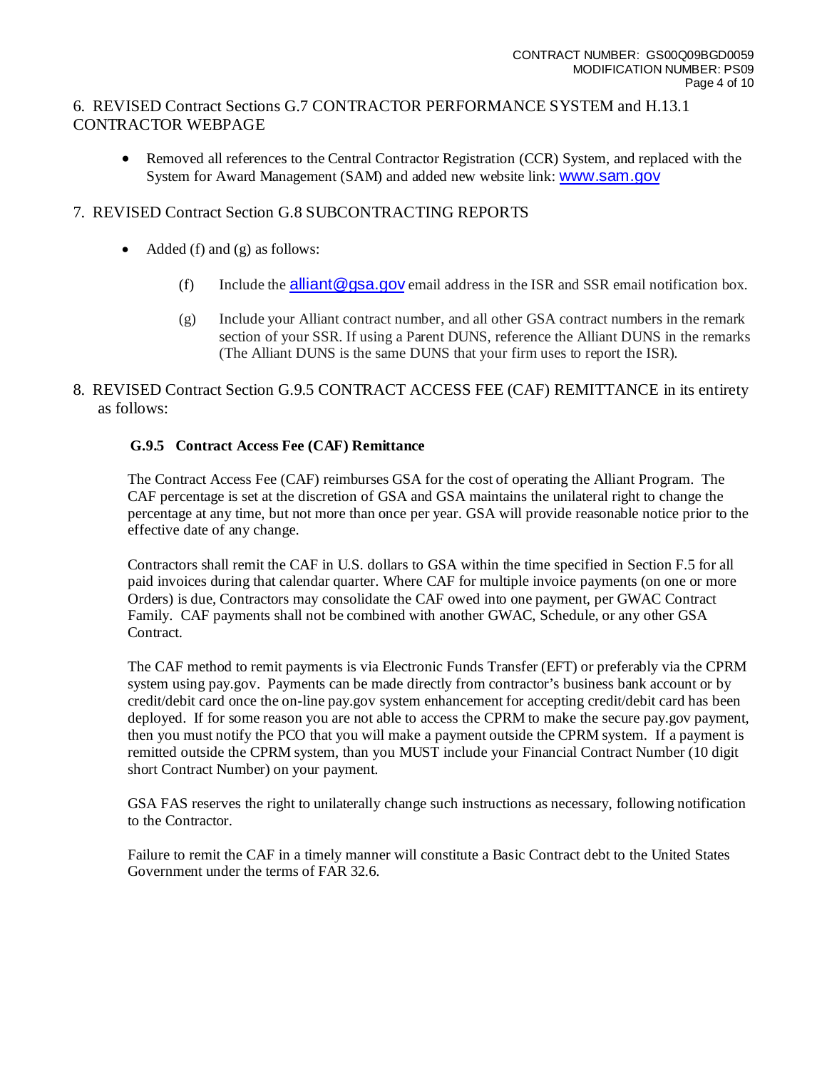6. REVISED Contract Sections G.7 CONTRACTOR PERFORMANCE SYSTEM and H.13.1 CONTRACTOR WEBPAGE

- Removed all references to the Central Contractor Registration (CCR) System, and replaced with the System for Award Management (SAM) and added new website link: www.sam.gov

7. REVISED Contract Section G.8 SUBCONTRACTING REPORTS

- Added (f) and (g) as follows:

  (f) Include the alliant@gsa.gov email address in the ISR and SSR email notification box.

  (g) Include your Alliant contract number, and all other GSA contract numbers in the remark section of your SSR. If using a Parent DUNS, reference the Alliant DUNS in the remarks (The Alliant DUNS is the same DUNS that your firm uses to report the ISR).

8. REVISED Contract Section G.9.5 CONTRACT ACCESS FEE (CAF) REMITTANCE in its entirety as follows:

**G.9.5 Contract Access Fee (CAF) Remittance**

The Contract Access Fee (CAF) reimburses GSA for the cost of operating the Alliant Program. The CAF percentage is set at the discretion of GSA and GSA maintains the unilateral right to change the percentage at any time, but not more than once per year. GSA will provide reasonable notice prior to the effective date of any change.

Contractors shall remit the CAF in U.S. dollars to GSA within the time specified in Section F.5 for all paid invoices during that calendar quarter. Where CAF for multiple invoice payments (on one or more Orders) is due, Contractors may consolidate the CAF owed into one payment, per GWAC Contract Family. CAF payments shall not be combined with another GWAC, Schedule, or any other GSA Contract.

The CAF method to remit payments is via Electronic Funds Transfer (EFT) or preferably via the CPRM system using pay.gov. Payments can be made directly from contractor's business bank account or by credit/debit card once the on-line pay.gov system enhancement for accepting credit/debit card has been deployed. If for some reason you are not able to access the CPRM to make the secure pay.gov payment, then you must notify the PCO that you will make a payment outside the CPRM system. If a payment is remitted outside the CPRM system, than you MUST include your Financial Contract Number (10 digit short Contract Number) on your payment.

GSA FAS reserves the right to unilaterally change such instructions as necessary, following notification to the Contractor.

Failure to remit the CAF in a timely manner will constitute a Basic Contract debt to the United States Government under the terms of FAR 32.6.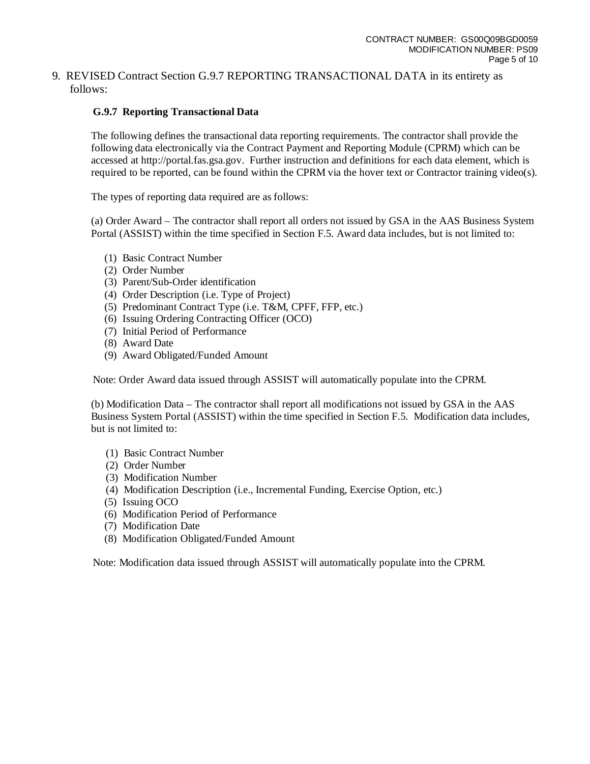9. REVISED Contract Section G.9.7 REPORTING TRANSACTIONAL DATA in its entirety as follows:

### G.9.7 Reporting Transactional Data

The following defines the transactional data reporting requirements. The contractor shall provide the following data electronically via the Contract Payment and Reporting Module (CPRM) which can be accessed at http://portal.fas.gsa.gov. Further instruction and definitions for each data element, which is required to be reported, can be found within the CPRM via the hover text or Contractor training video(s).

The types of reporting data required are as follows:

(a) Order Award – The contractor shall report all orders not issued by GSA in the AAS Business System Portal (ASSIST) within the time specified in Section F.5. Award data includes, but is not limited to:

(1) Basic Contract Number
(2) Order Number
(3) Parent/Sub-Order identification
(4) Order Description (i.e. Type of Project)
(5) Predominant Contract Type (i.e. T&M, CPFF, FFP, etc.)
(6) Issuing Ordering Contracting Officer (OCO)
(7) Initial Period of Performance
(8) Award Date
(9) Award Obligated/Funded Amount

Note: Order Award data issued through ASSIST will automatically populate into the CPRM.

(b) Modification Data – The contractor shall report all modifications not issued by GSA in the AAS Business System Portal (ASSIST) within the time specified in Section F.5. Modification data includes, but is not limited to:

(1) Basic Contract Number
(2) Order Number
(3) Modification Number
(4) Modification Description (i.e., Incremental Funding, Exercise Option, etc.)
(5) Issuing OCO
(6) Modification Period of Performance
(7) Modification Date
(8) Modification Obligated/Funded Amount

Note: Modification data issued through ASSIST will automatically populate into the CPRM.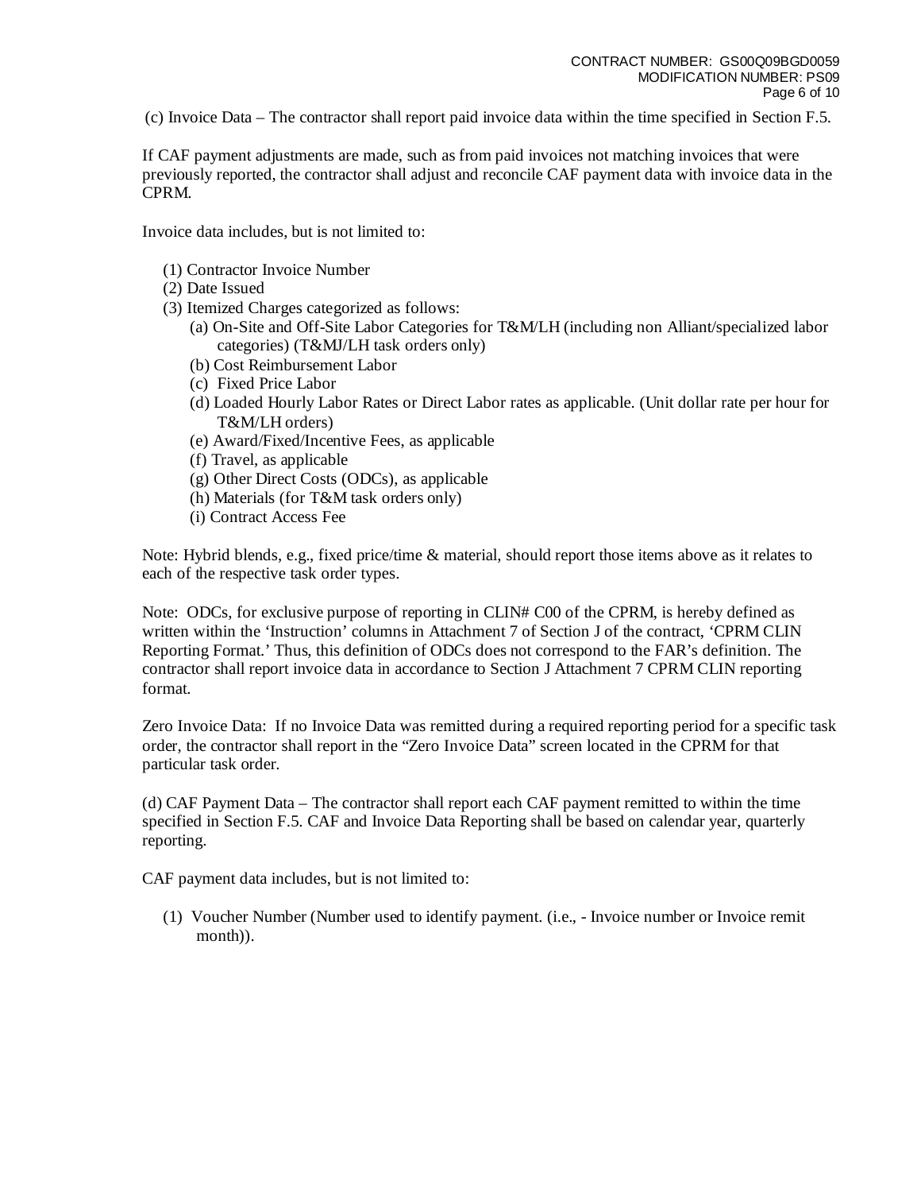(c) Invoice Data – The contractor shall report paid invoice data within the time specified in Section F.5.

If CAF payment adjustments are made, such as from paid invoices not matching invoices that were previously reported, the contractor shall adjust and reconcile CAF payment data with invoice data in the CPRM.

Invoice data includes, but is not limited to:

- (1) Contractor Invoice Number
- (2) Date Issued
- (3) Itemized Charges categorized as follows:
  - (a) On-Site and Off-Site Labor Categories for T&M/LH (including non Alliant/specialized labor categories) (T&MJ/LH task orders only)
  - (b) Cost Reimbursement Labor
  - (c) Fixed Price Labor
  - (d) Loaded Hourly Labor Rates or Direct Labor rates as applicable. (Unit dollar rate per hour for T&M/LH orders)
  - (e) Award/Fixed/Incentive Fees, as applicable
  - (f) Travel, as applicable
  - (g) Other Direct Costs (ODCs), as applicable
  - (h) Materials (for T&M task orders only)
  - (i) Contract Access Fee

Note: Hybrid blends, e.g., fixed price/time & material, should report those items above as it relates to each of the respective task order types.

Note: ODCs, for exclusive purpose of reporting in CLIN# C00 of the CPRM, is hereby defined as written within the 'Instruction' columns in Attachment 7 of Section J of the contract, 'CPRM CLIN Reporting Format.' Thus, this definition of ODCs does not correspond to the FAR's definition. The contractor shall report invoice data in accordance to Section J Attachment 7 CPRM CLIN reporting format.

Zero Invoice Data: If no Invoice Data was remitted during a required reporting period for a specific task order, the contractor shall report in the "Zero Invoice Data" screen located in the CPRM for that particular task order.

(d) CAF Payment Data – The contractor shall report each CAF payment remitted to within the time specified in Section F.5. CAF and Invoice Data Reporting shall be based on calendar year, quarterly reporting.

CAF payment data includes, but is not limited to:

- (1) Voucher Number (Number used to identify payment. (i.e., - Invoice number or Invoice remit month)).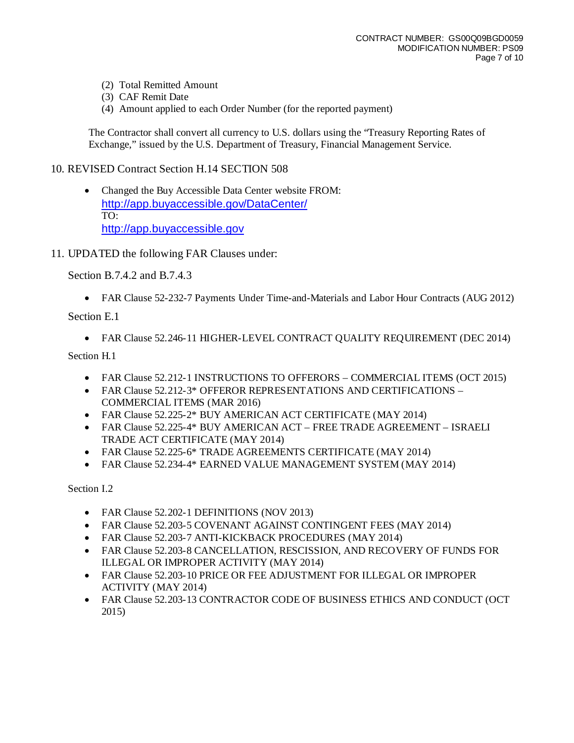(2) Total Remitted Amount
(3) CAF Remit Date
(4) Amount applied to each Order Number (for the reported payment)

The Contractor shall convert all currency to U.S. dollars using the "Treasury Reporting Rates of Exchange," issued by the U.S. Department of Treasury, Financial Management Service.

10. REVISED Contract Section H.14 SECTION 508

- Changed the Buy Accessible Data Center website FROM:
  http://app.buyaccessible.gov/DataCenter/
  TO:
  http://app.buyaccessible.gov

11. UPDATED the following FAR Clauses under:

Section B.7.4.2 and B.7.4.3

- FAR Clause 52-232-7 Payments Under Time-and-Materials and Labor Hour Contracts (AUG 2012)

Section E.1

- FAR Clause 52.246-11 HIGHER-LEVEL CONTRACT QUALITY REQUIREMENT (DEC 2014)

Section H.1

- FAR Clause 52.212-1 INSTRUCTIONS TO OFFERORS – COMMERCIAL ITEMS (OCT 2015)
- FAR Clause 52.212-3* OFFEROR REPRESENTATIONS AND CERTIFICATIONS – COMMERCIAL ITEMS (MAR 2016)
- FAR Clause 52.225-2* BUY AMERICAN ACT CERTIFICATE (MAY 2014)
- FAR Clause 52.225-4* BUY AMERICAN ACT – FREE TRADE AGREEMENT – ISRAELI TRADE ACT CERTIFICATE (MAY 2014)
- FAR Clause 52.225-6* TRADE AGREEMENTS CERTIFICATE (MAY 2014)
- FAR Clause 52.234-4* EARNED VALUE MANAGEMENT SYSTEM (MAY 2014)

Section I.2

- FAR Clause 52.202-1 DEFINITIONS (NOV 2013)
- FAR Clause 52.203-5 COVENANT AGAINST CONTINGENT FEES (MAY 2014)
- FAR Clause 52.203-7 ANTI-KICKBACK PROCEDURES (MAY 2014)
- FAR Clause 52.203-8 CANCELLATION, RESCISSION, AND RECOVERY OF FUNDS FOR ILLEGAL OR IMPROPER ACTIVITY (MAY 2014)
- FAR Clause 52.203-10 PRICE OR FEE ADJUSTMENT FOR ILLEGAL OR IMPROPER ACTIVITY (MAY 2014)
- FAR Clause 52.203-13 CONTRACTOR CODE OF BUSINESS ETHICS AND CONDUCT (OCT 2015)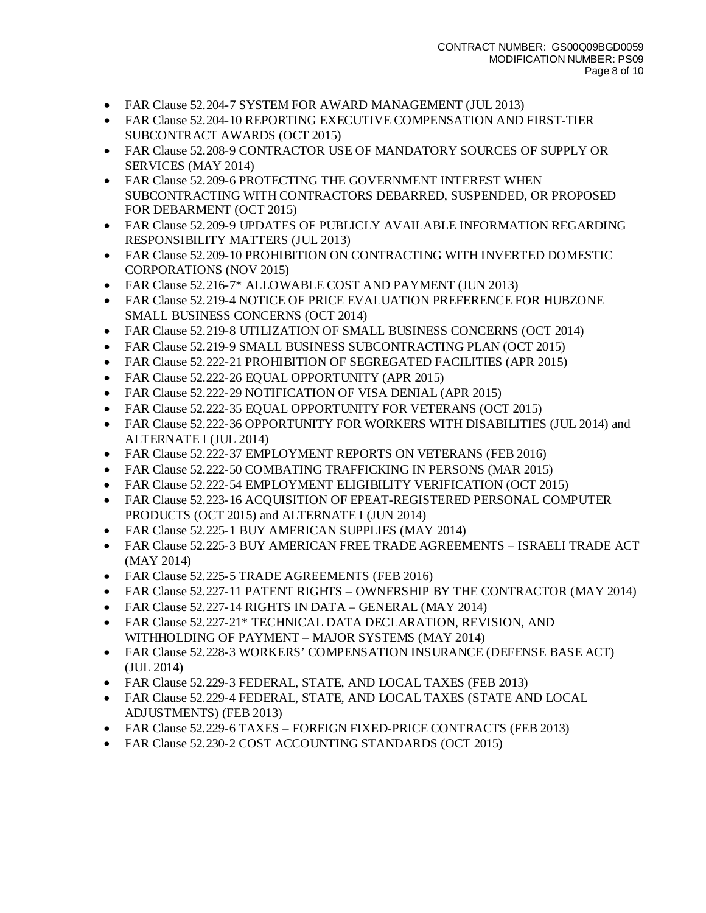- FAR Clause 52.204-7 SYSTEM FOR AWARD MANAGEMENT (JUL 2013)
- FAR Clause 52.204-10 REPORTING EXECUTIVE COMPENSATION AND FIRST-TIER SUBCONTRACT AWARDS (OCT 2015)
- FAR Clause 52.208-9 CONTRACTOR USE OF MANDATORY SOURCES OF SUPPLY OR SERVICES (MAY 2014)
- FAR Clause 52.209-6 PROTECTING THE GOVERNMENT INTEREST WHEN SUBCONTRACTING WITH CONTRACTORS DEBARRED, SUSPENDED, OR PROPOSED FOR DEBARMENT (OCT 2015)
- FAR Clause 52.209-9 UPDATES OF PUBLICLY AVAILABLE INFORMATION REGARDING RESPONSIBILITY MATTERS (JUL 2013)
- FAR Clause 52.209-10 PROHIBITION ON CONTRACTING WITH INVERTED DOMESTIC CORPORATIONS (NOV 2015)
- FAR Clause 52.216-7* ALLOWABLE COST AND PAYMENT (JUN 2013)
- FAR Clause 52.219-4 NOTICE OF PRICE EVALUATION PREFERENCE FOR HUBZONE SMALL BUSINESS CONCERNS (OCT 2014)
- FAR Clause 52.219-8 UTILIZATION OF SMALL BUSINESS CONCERNS (OCT 2014)
- FAR Clause 52.219-9 SMALL BUSINESS SUBCONTRACTING PLAN (OCT 2015)
- FAR Clause 52.222-21 PROHIBITION OF SEGREGATED FACILITIES (APR 2015)
- FAR Clause 52.222-26 EQUAL OPPORTUNITY (APR 2015)
- FAR Clause 52.222-29 NOTIFICATION OF VISA DENIAL (APR 2015)
- FAR Clause 52.222-35 EQUAL OPPORTUNITY FOR VETERANS (OCT 2015)
- FAR Clause 52.222-36 OPPORTUNITY FOR WORKERS WITH DISABILITIES (JUL 2014) and ALTERNATE I (JUL 2014)
- FAR Clause 52.222-37 EMPLOYMENT REPORTS ON VETERANS (FEB 2016)
- FAR Clause 52.222-50 COMBATING TRAFFICKING IN PERSONS (MAR 2015)
- FAR Clause 52.222-54 EMPLOYMENT ELIGIBILITY VERIFICATION (OCT 2015)
- FAR Clause 52.223-16 ACQUISITION OF EPEAT-REGISTERED PERSONAL COMPUTER PRODUCTS (OCT 2015) and ALTERNATE I (JUN 2014)
- FAR Clause 52.225-1 BUY AMERICAN SUPPLIES (MAY 2014)
- FAR Clause 52.225-3 BUY AMERICAN FREE TRADE AGREEMENTS – ISRAELI TRADE ACT (MAY 2014)
- FAR Clause 52.225-5 TRADE AGREEMENTS (FEB 2016)
- FAR Clause 52.227-11 PATENT RIGHTS – OWNERSHIP BY THE CONTRACTOR (MAY 2014)
- FAR Clause 52.227-14 RIGHTS IN DATA – GENERAL (MAY 2014)
- FAR Clause 52.227-21* TECHNICAL DATA DECLARATION, REVISION, AND WITHHOLDING OF PAYMENT – MAJOR SYSTEMS (MAY 2014)
- FAR Clause 52.228-3 WORKERS' COMPENSATION INSURANCE (DEFENSE BASE ACT) (JUL 2014)
- FAR Clause 52.229-3 FEDERAL, STATE, AND LOCAL TAXES (FEB 2013)
- FAR Clause 52.229-4 FEDERAL, STATE, AND LOCAL TAXES (STATE AND LOCAL ADJUSTMENTS) (FEB 2013)
- FAR Clause 52.229-6 TAXES – FOREIGN FIXED-PRICE CONTRACTS (FEB 2013)
- FAR Clause 52.230-2 COST ACCOUNTING STANDARDS (OCT 2015)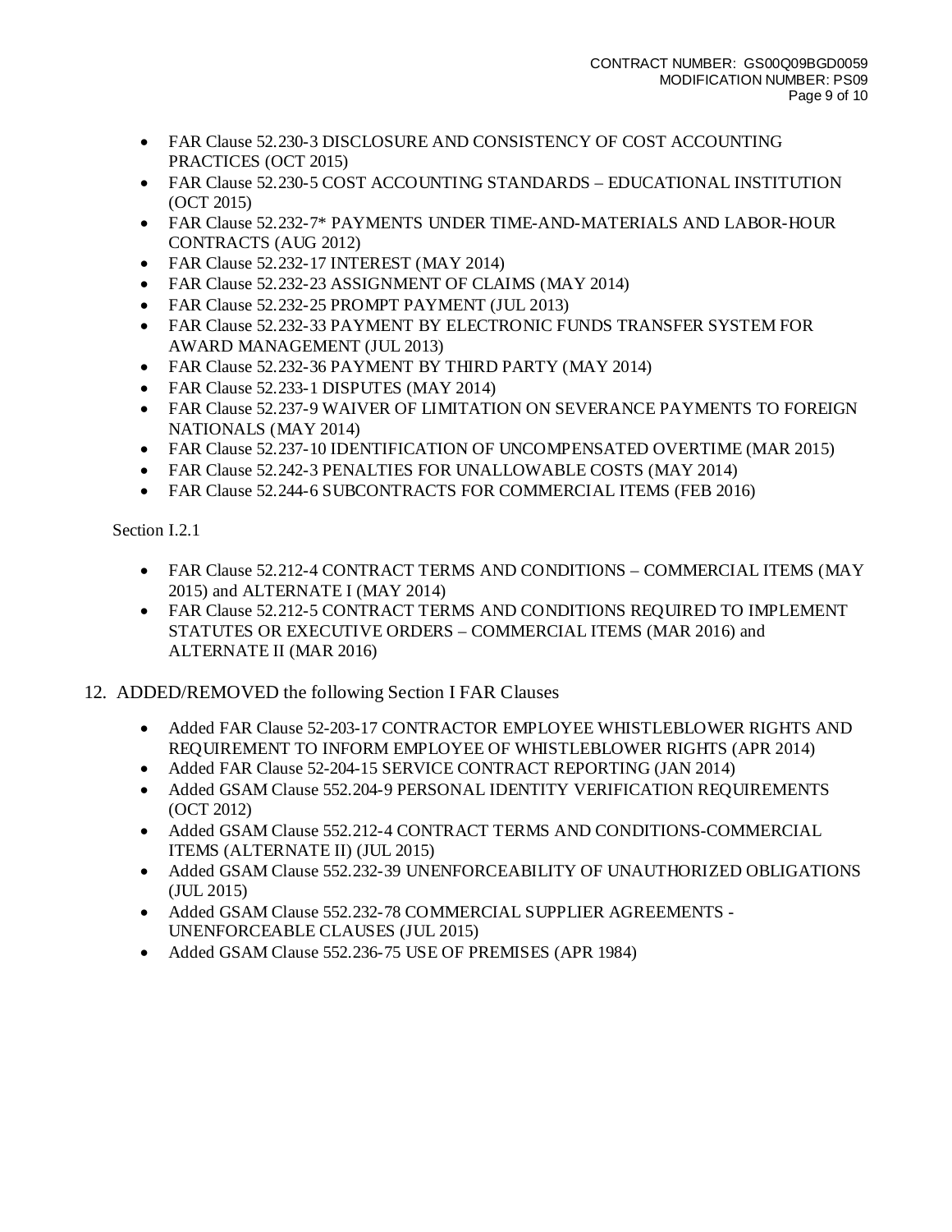- FAR Clause 52.230-3 DISCLOSURE AND CONSISTENCY OF COST ACCOUNTING PRACTICES (OCT 2015)
- FAR Clause 52.230-5 COST ACCOUNTING STANDARDS – EDUCATIONAL INSTITUTION (OCT 2015)
- FAR Clause 52.232-7* PAYMENTS UNDER TIME-AND-MATERIALS AND LABOR-HOUR CONTRACTS (AUG 2012)
- FAR Clause 52.232-17 INTEREST (MAY 2014)
- FAR Clause 52.232-23 ASSIGNMENT OF CLAIMS (MAY 2014)
- FAR Clause 52.232-25 PROMPT PAYMENT (JUL 2013)
- FAR Clause 52.232-33 PAYMENT BY ELECTRONIC FUNDS TRANSFER SYSTEM FOR AWARD MANAGEMENT (JUL 2013)
- FAR Clause 52.232-36 PAYMENT BY THIRD PARTY (MAY 2014)
- FAR Clause 52.233-1 DISPUTES (MAY 2014)
- FAR Clause 52.237-9 WAIVER OF LIMITATION ON SEVERANCE PAYMENTS TO FOREIGN NATIONALS (MAY 2014)
- FAR Clause 52.237-10 IDENTIFICATION OF UNCOMPENSATED OVERTIME (MAR 2015)
- FAR Clause 52.242-3 PENALTIES FOR UNALLOWABLE COSTS (MAY 2014)
- FAR Clause 52.244-6 SUBCONTRACTS FOR COMMERCIAL ITEMS (FEB 2016)

Section I.2.1

- FAR Clause 52.212-4 CONTRACT TERMS AND CONDITIONS – COMMERCIAL ITEMS (MAY 2015) and ALTERNATE I (MAY 2014)
- FAR Clause 52.212-5 CONTRACT TERMS AND CONDITIONS REQUIRED TO IMPLEMENT STATUTES OR EXECUTIVE ORDERS – COMMERCIAL ITEMS (MAR 2016) and ALTERNATE II (MAR 2016)

12. ADDED/REMOVED the following Section I FAR Clauses

- Added FAR Clause 52-203-17 CONTRACTOR EMPLOYEE WHISTLEBLOWER RIGHTS AND REQUIREMENT TO INFORM EMPLOYEE OF WHISTLEBLOWER RIGHTS (APR 2014)
- Added FAR Clause 52-204-15 SERVICE CONTRACT REPORTING (JAN 2014)
- Added GSAM Clause 552.204-9 PERSONAL IDENTITY VERIFICATION REQUIREMENTS (OCT 2012)
- Added GSAM Clause 552.212-4 CONTRACT TERMS AND CONDITIONS-COMMERCIAL ITEMS (ALTERNATE II) (JUL 2015)
- Added GSAM Clause 552.232-39 UNENFORCEABILITY OF UNAUTHORIZED OBLIGATIONS (JUL 2015)
- Added GSAM Clause 552.232-78 COMMERCIAL SUPPLIER AGREEMENTS - UNENFORCEABLE CLAUSES (JUL 2015)
- Added GSAM Clause 552.236-75 USE OF PREMISES (APR 1984)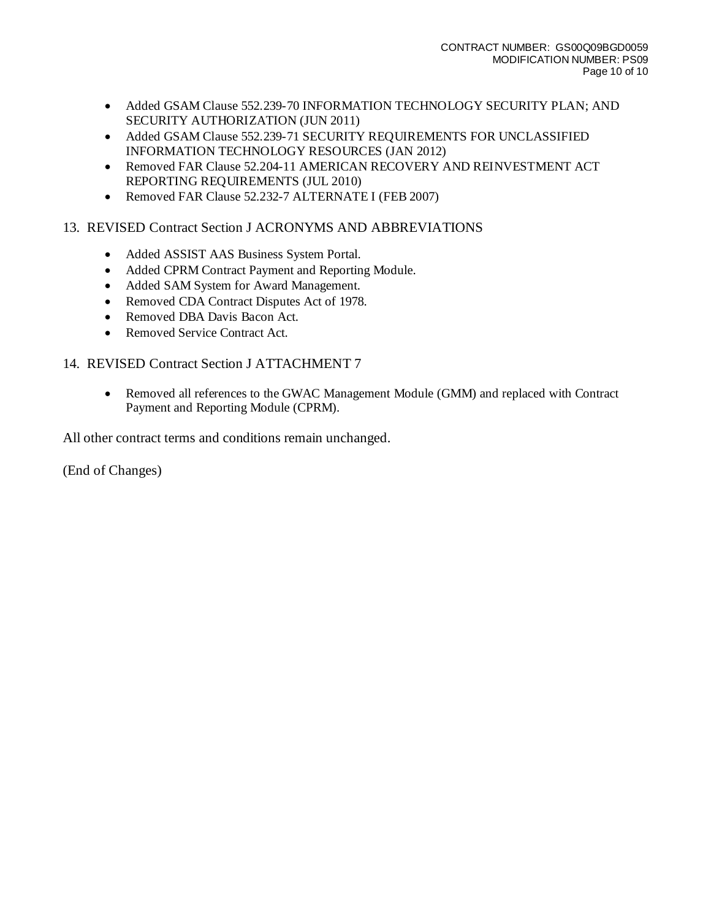- Added GSAM Clause 552.239-70 INFORMATION TECHNOLOGY SECURITY PLAN; AND SECURITY AUTHORIZATION (JUN 2011)
- Added GSAM Clause 552.239-71 SECURITY REQUIREMENTS FOR UNCLASSIFIED INFORMATION TECHNOLOGY RESOURCES (JAN 2012)
- Removed FAR Clause 52.204-11 AMERICAN RECOVERY AND REINVESTMENT ACT REPORTING REQUIREMENTS (JUL 2010)
- Removed FAR Clause 52.232-7 ALTERNATE I (FEB 2007)

13. REVISED Contract Section J ACRONYMS AND ABBREVIATIONS

- Added ASSIST AAS Business System Portal.
- Added CPRM Contract Payment and Reporting Module.
- Added SAM System for Award Management.
- Removed CDA Contract Disputes Act of 1978.
- Removed DBA Davis Bacon Act.
- Removed Service Contract Act.

14. REVISED Contract Section J ATTACHMENT 7

- Removed all references to the GWAC Management Module (GMM) and replaced with Contract Payment and Reporting Module (CPRM).

All other contract terms and conditions remain unchanged.

(End of Changes)